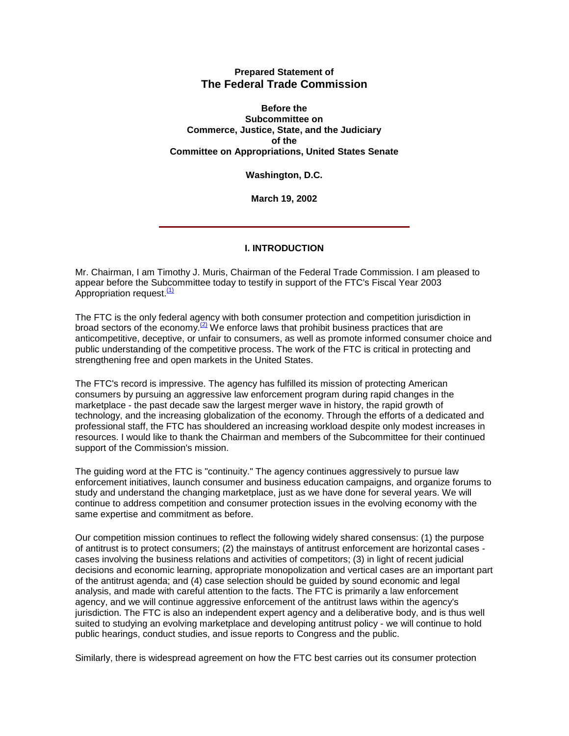**Prepared Statement of**
# The Federal Trade Commission

**Before the**
**Subcommittee on**
**Commerce, Justice, State, and the Judiciary**
**of the**
**Committee on Appropriations, United States Senate**

**Washington, D.C.**

**March 19, 2002**

---

## I. INTRODUCTION

Mr. Chairman, I am Timothy J. Muris, Chairman of the Federal Trade Commission. I am pleased to appear before the Subcommittee today to testify in support of the FTC's Fiscal Year 2003 Appropriation request.[(1)]

The FTC is the only federal agency with both consumer protection and competition jurisdiction in broad sectors of the economy.[(2)] We enforce laws that prohibit business practices that are anticompetitive, deceptive, or unfair to consumers, as well as promote informed consumer choice and public understanding of the competitive process. The work of the FTC is critical in protecting and strengthening free and open markets in the United States.

The FTC's record is impressive. The agency has fulfilled its mission of protecting American consumers by pursuing an aggressive law enforcement program during rapid changes in the marketplace - the past decade saw the largest merger wave in history, the rapid growth of technology, and the increasing globalization of the economy. Through the efforts of a dedicated and professional staff, the FTC has shouldered an increasing workload despite only modest increases in resources. I would like to thank the Chairman and members of the Subcommittee for their continued support of the Commission's mission.

The guiding word at the FTC is "continuity." The agency continues aggressively to pursue law enforcement initiatives, launch consumer and business education campaigns, and organize forums to study and understand the changing marketplace, just as we have done for several years. We will continue to address competition and consumer protection issues in the evolving economy with the same expertise and commitment as before.

Our competition mission continues to reflect the following widely shared consensus: (1) the purpose of antitrust is to protect consumers; (2) the mainstays of antitrust enforcement are horizontal cases - cases involving the business relations and activities of competitors; (3) in light of recent judicial decisions and economic learning, appropriate monopolization and vertical cases are an important part of the antitrust agenda; and (4) case selection should be guided by sound economic and legal analysis, and made with careful attention to the facts. The FTC is primarily a law enforcement agency, and we will continue aggressive enforcement of the antitrust laws within the agency's jurisdiction. The FTC is also an independent expert agency and a deliberative body, and is thus well suited to studying an evolving marketplace and developing antitrust policy - we will continue to hold public hearings, conduct studies, and issue reports to Congress and the public.

Similarly, there is widespread agreement on how the FTC best carries out its consumer protection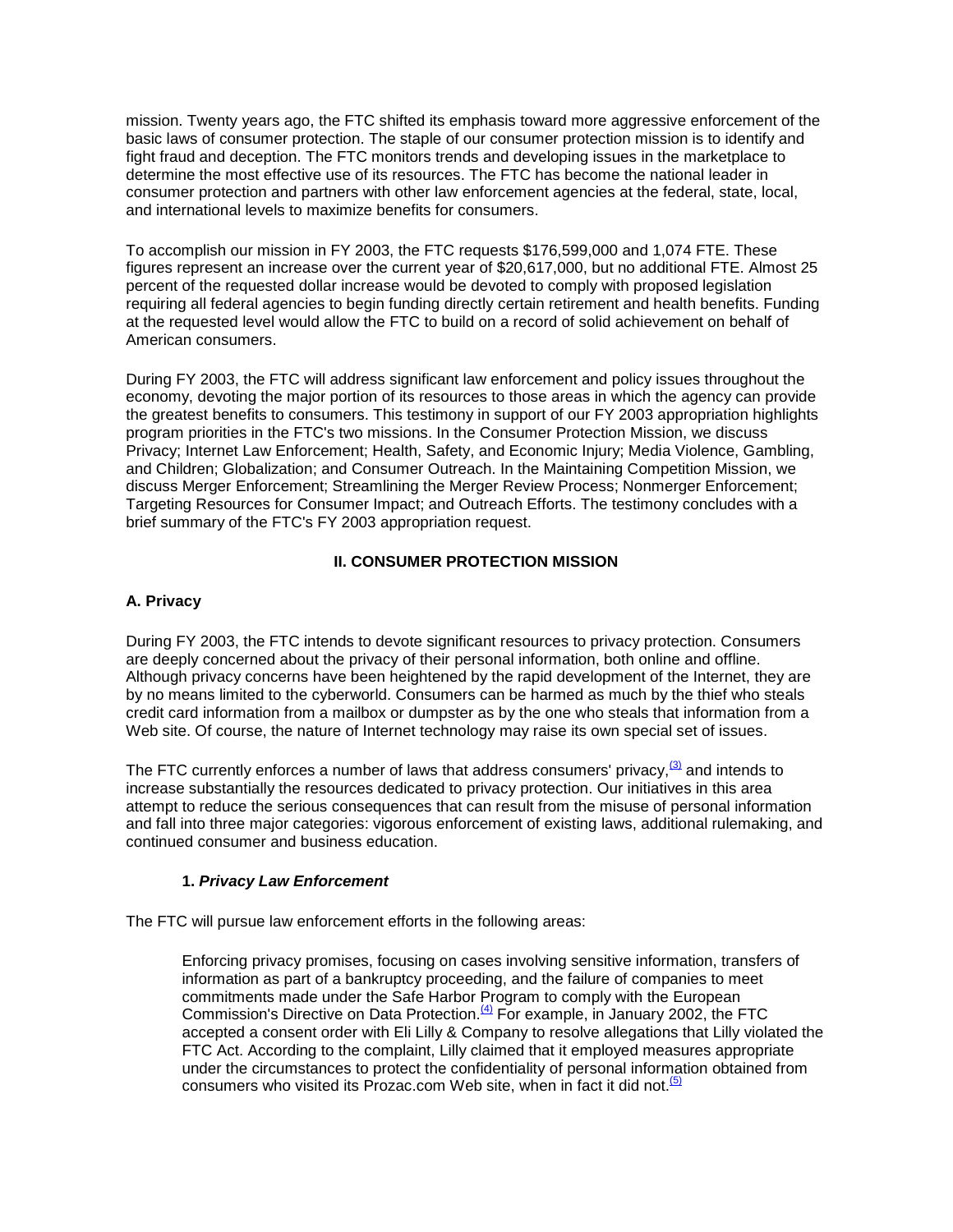mission. Twenty years ago, the FTC shifted its emphasis toward more aggressive enforcement of the basic laws of consumer protection. The staple of our consumer protection mission is to identify and fight fraud and deception. The FTC monitors trends and developing issues in the marketplace to determine the most effective use of its resources. The FTC has become the national leader in consumer protection and partners with other law enforcement agencies at the federal, state, local, and international levels to maximize benefits for consumers.

To accomplish our mission in FY 2003, the FTC requests $176,599,000 and 1,074 FTE. These figures represent an increase over the current year of $20,617,000, but no additional FTE. Almost 25 percent of the requested dollar increase would be devoted to comply with proposed legislation requiring all federal agencies to begin funding directly certain retirement and health benefits. Funding at the requested level would allow the FTC to build on a record of solid achievement on behalf of American consumers.

During FY 2003, the FTC will address significant law enforcement and policy issues throughout the economy, devoting the major portion of its resources to those areas in which the agency can provide the greatest benefits to consumers. This testimony in support of our FY 2003 appropriation highlights program priorities in the FTC's two missions. In the Consumer Protection Mission, we discuss Privacy; Internet Law Enforcement; Health, Safety, and Economic Injury; Media Violence, Gambling, and Children; Globalization; and Consumer Outreach. In the Maintaining Competition Mission, we discuss Merger Enforcement; Streamlining the Merger Review Process; Nonmerger Enforcement; Targeting Resources for Consumer Impact; and Outreach Efforts. The testimony concludes with a brief summary of the FTC's FY 2003 appropriation request.

## II. CONSUMER PROTECTION MISSION

### A. Privacy

During FY 2003, the FTC intends to devote significant resources to privacy protection. Consumers are deeply concerned about the privacy of their personal information, both online and offline. Although privacy concerns have been heightened by the rapid development of the Internet, they are by no means limited to the cyberworld. Consumers can be harmed as much by the thief who steals credit card information from a mailbox or dumpster as by the one who steals that information from a Web site. Of course, the nature of Internet technology may raise its own special set of issues.

The FTC currently enforces a number of laws that address consumers' privacy,[3] and intends to increase substantially the resources dedicated to privacy protection. Our initiatives in this area attempt to reduce the serious consequences that can result from the misuse of personal information and fall into three major categories: vigorous enforcement of existing laws, additional rulemaking, and continued consumer and business education.

#### 1. ***Privacy Law Enforcement***

The FTC will pursue law enforcement efforts in the following areas:

> Enforcing privacy promises, focusing on cases involving sensitive information, transfers of information as part of a bankruptcy proceeding, and the failure of companies to meet commitments made under the Safe Harbor Program to comply with the European Commission's Directive on Data Protection.[4] For example, in January 2002, the FTC accepted a consent order with Eli Lilly & Company to resolve allegations that Lilly violated the FTC Act. According to the complaint, Lilly claimed that it employed measures appropriate under the circumstances to protect the confidentiality of personal information obtained from consumers who visited its Prozac.com Web site, when in fact it did not.[5]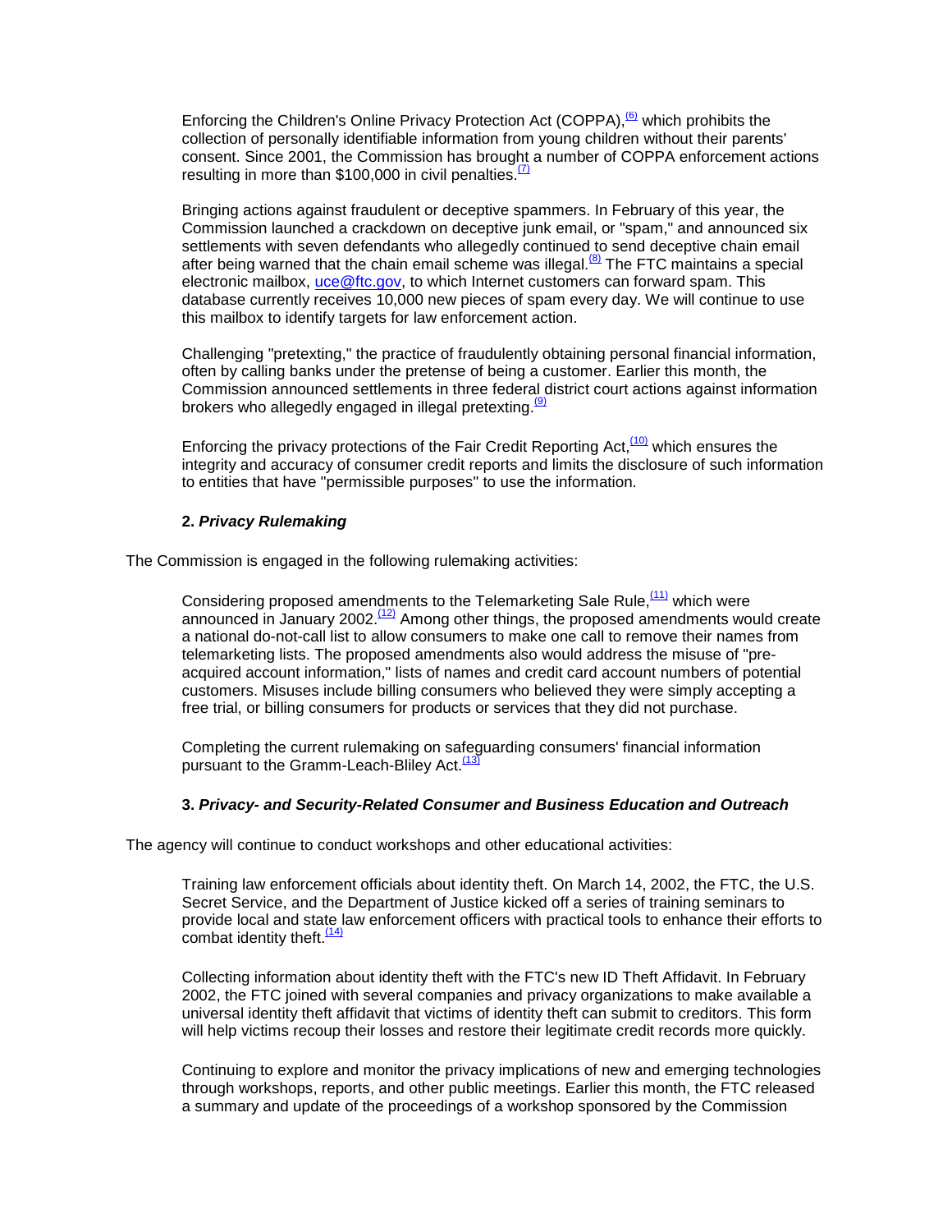Enforcing the Children's Online Privacy Protection Act (COPPA),[(6)] which prohibits the collection of personally identifiable information from young children without their parents' consent. Since 2001, the Commission has brought a number of COPPA enforcement actions resulting in more than $100,000 in civil penalties.[(7)]

Bringing actions against fraudulent or deceptive spammers. In February of this year, the Commission launched a crackdown on deceptive junk email, or "spam," and announced six settlements with seven defendants who allegedly continued to send deceptive chain email after being warned that the chain email scheme was illegal.[(8)] The FTC maintains a special electronic mailbox, uce@ftc.gov, to which Internet customers can forward spam. This database currently receives 10,000 new pieces of spam every day. We will continue to use this mailbox to identify targets for law enforcement action.

Challenging "pretexting," the practice of fraudulently obtaining personal financial information, often by calling banks under the pretense of being a customer. Earlier this month, the Commission announced settlements in three federal district court actions against information brokers who allegedly engaged in illegal pretexting.[(9)]

Enforcing the privacy protections of the Fair Credit Reporting Act,[(10)] which ensures the integrity and accuracy of consumer credit reports and limits the disclosure of such information to entities that have "permissible purposes" to use the information.

#### 2. ***Privacy Rulemaking***

The Commission is engaged in the following rulemaking activities:

Considering proposed amendments to the Telemarketing Sale Rule,[(11)] which were announced in January 2002.[(12)] Among other things, the proposed amendments would create a national do-not-call list to allow consumers to make one call to remove their names from telemarketing lists. The proposed amendments also would address the misuse of "pre-acquired account information," lists of names and credit card account numbers of potential customers. Misuses include billing consumers who believed they were simply accepting a free trial, or billing consumers for products or services that they did not purchase.

Completing the current rulemaking on safeguarding consumers' financial information pursuant to the Gramm-Leach-Bliley Act.[(13)]

#### 3. ***Privacy- and Security-Related Consumer and Business Education and Outreach***

The agency will continue to conduct workshops and other educational activities:

Training law enforcement officials about identity theft. On March 14, 2002, the FTC, the U.S. Secret Service, and the Department of Justice kicked off a series of training seminars to provide local and state law enforcement officers with practical tools to enhance their efforts to combat identity theft.[(14)]

Collecting information about identity theft with the FTC's new ID Theft Affidavit. In February 2002, the FTC joined with several companies and privacy organizations to make available a universal identity theft affidavit that victims of identity theft can submit to creditors. This form will help victims recoup their losses and restore their legitimate credit records more quickly.

Continuing to explore and monitor the privacy implications of new and emerging technologies through workshops, reports, and other public meetings. Earlier this month, the FTC released a summary and update of the proceedings of a workshop sponsored by the Commission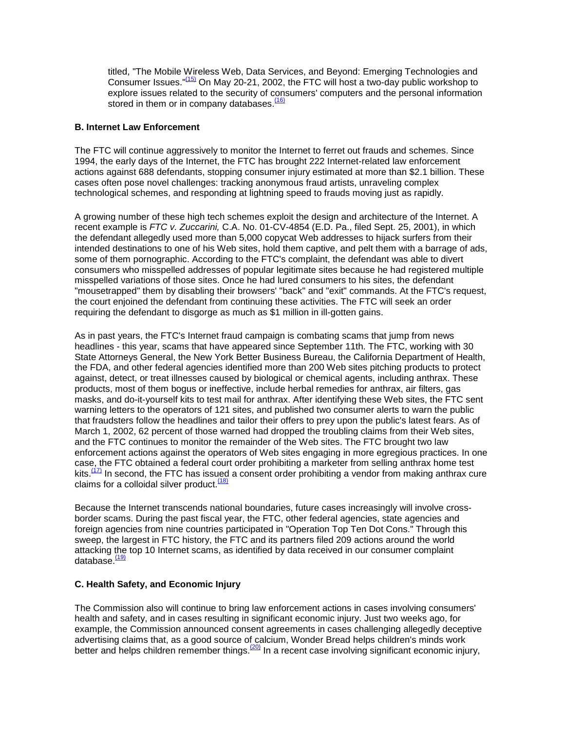titled, "The Mobile Wireless Web, Data Services, and Beyond: Emerging Technologies and Consumer Issues."[15] On May 20-21, 2002, the FTC will host a two-day public workshop to explore issues related to the security of consumers' computers and the personal information stored in them or in company databases.[16]

### B. Internet Law Enforcement

The FTC will continue aggressively to monitor the Internet to ferret out frauds and schemes. Since 1994, the early days of the Internet, the FTC has brought 222 Internet-related law enforcement actions against 688 defendants, stopping consumer injury estimated at more than $2.1 billion. These cases often pose novel challenges: tracking anonymous fraud artists, unraveling complex technological schemes, and responding at lightning speed to frauds moving just as rapidly.

A growing number of these high tech schemes exploit the design and architecture of the Internet. A recent example is *FTC v. Zuccarini,* C.A. No. 01-CV-4854 (E.D. Pa., filed Sept. 25, 2001), in which the defendant allegedly used more than 5,000 copycat Web addresses to hijack surfers from their intended destinations to one of his Web sites, hold them captive, and pelt them with a barrage of ads, some of them pornographic. According to the FTC's complaint, the defendant was able to divert consumers who misspelled addresses of popular legitimate sites because he had registered multiple misspelled variations of those sites. Once he had lured consumers to his sites, the defendant "mousetrapped" them by disabling their browsers' "back" and "exit" commands. At the FTC's request, the court enjoined the defendant from continuing these activities. The FTC will seek an order requiring the defendant to disgorge as much as $1 million in ill-gotten gains.

As in past years, the FTC's Internet fraud campaign is combating scams that jump from news headlines - this year, scams that have appeared since September 11th. The FTC, working with 30 State Attorneys General, the New York Better Business Bureau, the California Department of Health, the FDA, and other federal agencies identified more than 200 Web sites pitching products to protect against, detect, or treat illnesses caused by biological or chemical agents, including anthrax. These products, most of them bogus or ineffective, include herbal remedies for anthrax, air filters, gas masks, and do-it-yourself kits to test mail for anthrax. After identifying these Web sites, the FTC sent warning letters to the operators of 121 sites, and published two consumer alerts to warn the public that fraudsters follow the headlines and tailor their offers to prey upon the public's latest fears. As of March 1, 2002, 62 percent of those warned had dropped the troubling claims from their Web sites, and the FTC continues to monitor the remainder of the Web sites. The FTC brought two law enforcement actions against the operators of Web sites engaging in more egregious practices. In one case, the FTC obtained a federal court order prohibiting a marketer from selling anthrax home test kits.[17] In second, the FTC has issued a consent order prohibiting a vendor from making anthrax cure claims for a colloidal silver product.[18]

Because the Internet transcends national boundaries, future cases increasingly will involve cross-border scams. During the past fiscal year, the FTC, other federal agencies, state agencies and foreign agencies from nine countries participated in "Operation Top Ten Dot Cons." Through this sweep, the largest in FTC history, the FTC and its partners filed 209 actions around the world attacking the top 10 Internet scams, as identified by data received in our consumer complaint database.[19]

### C. Health Safety, and Economic Injury

The Commission also will continue to bring law enforcement actions in cases involving consumers' health and safety, and in cases resulting in significant economic injury. Just two weeks ago, for example, the Commission announced consent agreements in cases challenging allegedly deceptive advertising claims that, as a good source of calcium, Wonder Bread helps children's minds work better and helps children remember things.[20] In a recent case involving significant economic injury,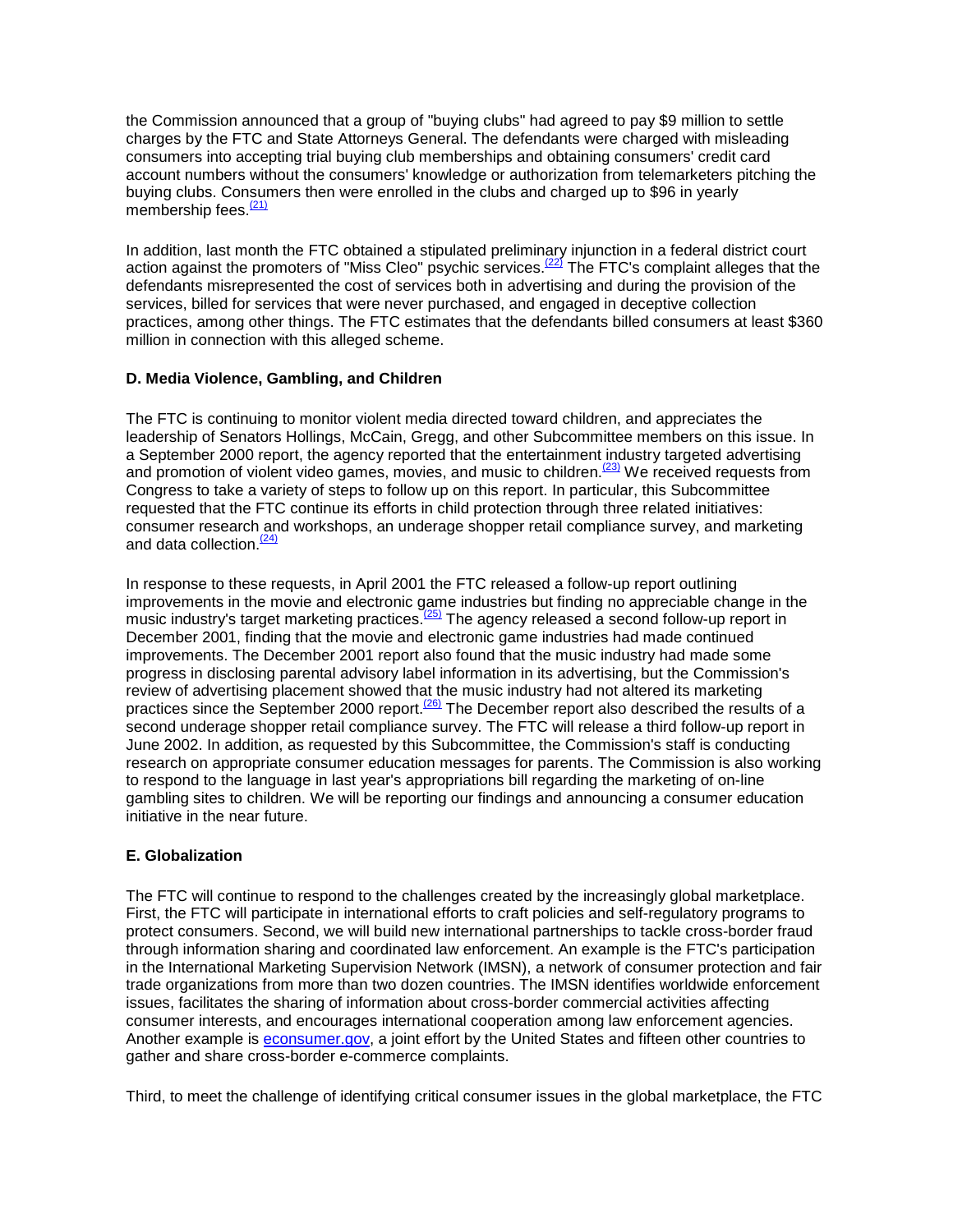the Commission announced that a group of "buying clubs" had agreed to pay $9 million to settle charges by the FTC and State Attorneys General. The defendants were charged with misleading consumers into accepting trial buying club memberships and obtaining consumers' credit card account numbers without the consumers' knowledge or authorization from telemarketers pitching the buying clubs. Consumers then were enrolled in the clubs and charged up to $96 in yearly membership fees.[(21)]

In addition, last month the FTC obtained a stipulated preliminary injunction in a federal district court action against the promoters of "Miss Cleo" psychic services.[(22)] The FTC's complaint alleges that the defendants misrepresented the cost of services both in advertising and during the provision of the services, billed for services that were never purchased, and engaged in deceptive collection practices, among other things. The FTC estimates that the defendants billed consumers at least $360 million in connection with this alleged scheme.

**D. Media Violence, Gambling, and Children**

The FTC is continuing to monitor violent media directed toward children, and appreciates the leadership of Senators Hollings, McCain, Gregg, and other Subcommittee members on this issue. In a September 2000 report, the agency reported that the entertainment industry targeted advertising and promotion of violent video games, movies, and music to children.[(23)] We received requests from Congress to take a variety of steps to follow up on this report. In particular, this Subcommittee requested that the FTC continue its efforts in child protection through three related initiatives: consumer research and workshops, an underage shopper retail compliance survey, and marketing and data collection.[(24)]

In response to these requests, in April 2001 the FTC released a follow-up report outlining improvements in the movie and electronic game industries but finding no appreciable change in the music industry's target marketing practices.[(25)] The agency released a second follow-up report in December 2001, finding that the movie and electronic game industries had made continued improvements. The December 2001 report also found that the music industry had made some progress in disclosing parental advisory label information in its advertising, but the Commission's review of advertising placement showed that the music industry had not altered its marketing practices since the September 2000 report.[(26)] The December report also described the results of a second underage shopper retail compliance survey. The FTC will release a third follow-up report in June 2002. In addition, as requested by this Subcommittee, the Commission's staff is conducting research on appropriate consumer education messages for parents. The Commission is also working to respond to the language in last year's appropriations bill regarding the marketing of on-line gambling sites to children. We will be reporting our findings and announcing a consumer education initiative in the near future.

**E. Globalization**

The FTC will continue to respond to the challenges created by the increasingly global marketplace. First, the FTC will participate in international efforts to craft policies and self-regulatory programs to protect consumers. Second, we will build new international partnerships to tackle cross-border fraud through information sharing and coordinated law enforcement. An example is the FTC's participation in the International Marketing Supervision Network (IMSN), a network of consumer protection and fair trade organizations from more than two dozen countries. The IMSN identifies worldwide enforcement issues, facilitates the sharing of information about cross-border commercial activities affecting consumer interests, and encourages international cooperation among law enforcement agencies. Another example is econsumer.gov, a joint effort by the United States and fifteen other countries to gather and share cross-border e-commerce complaints.

Third, to meet the challenge of identifying critical consumer issues in the global marketplace, the FTC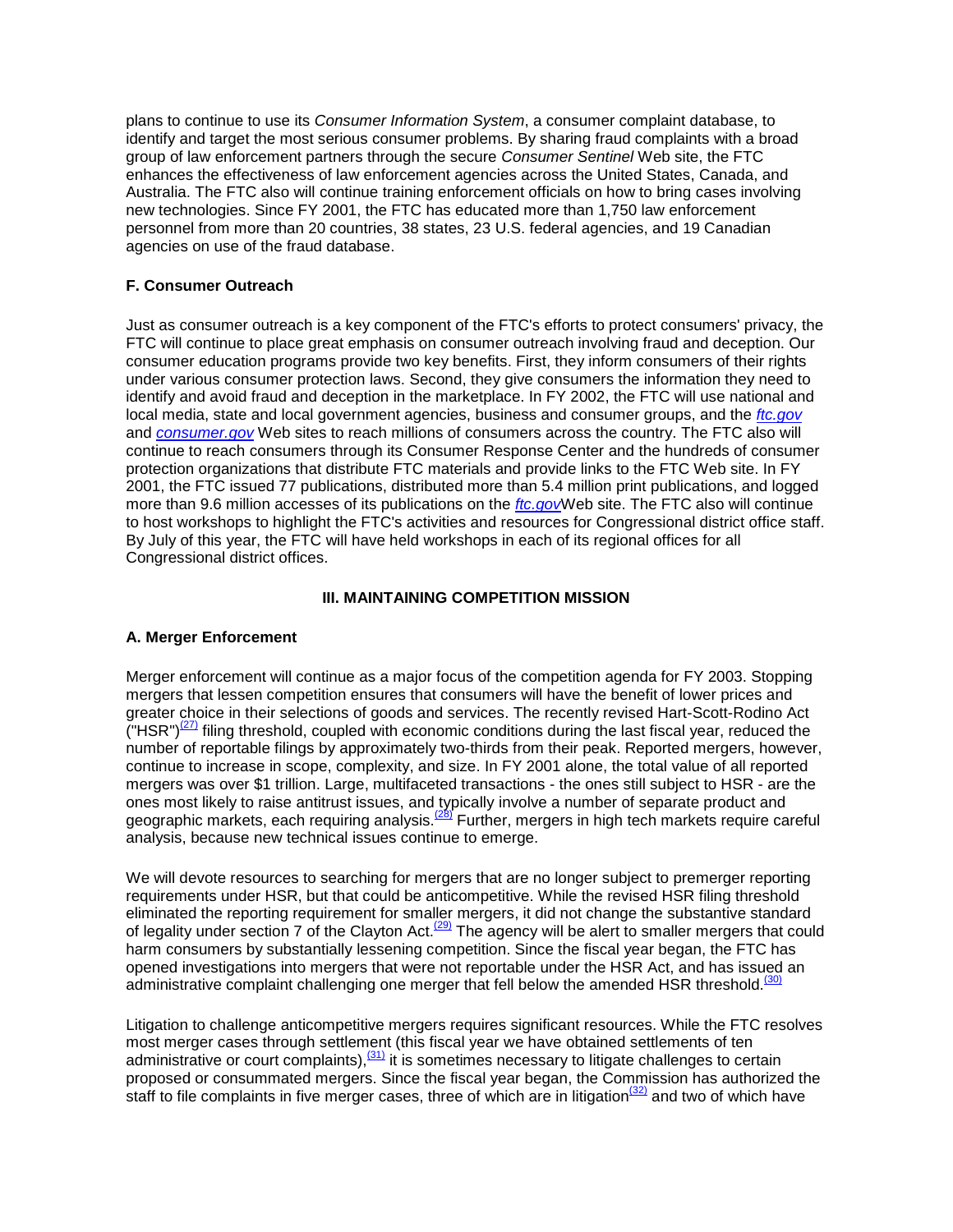plans to continue to use its *Consumer Information System*, a consumer complaint database, to identify and target the most serious consumer problems. By sharing fraud complaints with a broad group of law enforcement partners through the secure *Consumer Sentinel* Web site, the FTC enhances the effectiveness of law enforcement agencies across the United States, Canada, and Australia. The FTC also will continue training enforcement officials on how to bring cases involving new technologies. Since FY 2001, the FTC has educated more than 1,750 law enforcement personnel from more than 20 countries, 38 states, 23 U.S. federal agencies, and 19 Canadian agencies on use of the fraud database.

### F. Consumer Outreach

Just as consumer outreach is a key component of the FTC's efforts to protect consumers' privacy, the FTC will continue to place great emphasis on consumer outreach involving fraud and deception. Our consumer education programs provide two key benefits. First, they inform consumers of their rights under various consumer protection laws. Second, they give consumers the information they need to identify and avoid fraud and deception in the marketplace. In FY 2002, the FTC will use national and local media, state and local government agencies, business and consumer groups, and the *ftc.gov* and *consumer.gov* Web sites to reach millions of consumers across the country. The FTC also will continue to reach consumers through its Consumer Response Center and the hundreds of consumer protection organizations that distribute FTC materials and provide links to the FTC Web site. In FY 2001, the FTC issued 77 publications, distributed more than 5.4 million print publications, and logged more than 9.6 million accesses of its publications on the *ftc.gov*Web site. The FTC also will continue to host workshops to highlight the FTC's activities and resources for Congressional district office staff. By July of this year, the FTC will have held workshops in each of its regional offices for all Congressional district offices.

## III. MAINTAINING COMPETITION MISSION

### A. Merger Enforcement

Merger enforcement will continue as a major focus of the competition agenda for FY 2003. Stopping mergers that lessen competition ensures that consumers will have the benefit of lower prices and greater choice in their selections of goods and services. The recently revised Hart-Scott-Rodino Act ("HSR")[(27)] filing threshold, coupled with economic conditions during the last fiscal year, reduced the number of reportable filings by approximately two-thirds from their peak. Reported mergers, however, continue to increase in scope, complexity, and size. In FY 2001 alone, the total value of all reported mergers was over $1 trillion. Large, multifaceted transactions - the ones still subject to HSR - are the ones most likely to raise antitrust issues, and typically involve a number of separate product and geographic markets, each requiring analysis.[(28)] Further, mergers in high tech markets require careful analysis, because new technical issues continue to emerge.

We will devote resources to searching for mergers that are no longer subject to premerger reporting requirements under HSR, but that could be anticompetitive. While the revised HSR filing threshold eliminated the reporting requirement for smaller mergers, it did not change the substantive standard of legality under section 7 of the Clayton Act.[(29)] The agency will be alert to smaller mergers that could harm consumers by substantially lessening competition. Since the fiscal year began, the FTC has opened investigations into mergers that were not reportable under the HSR Act, and has issued an administrative complaint challenging one merger that fell below the amended HSR threshold.[(30)]

Litigation to challenge anticompetitive mergers requires significant resources. While the FTC resolves most merger cases through settlement (this fiscal year we have obtained settlements of ten administrative or court complaints),[(31)] it is sometimes necessary to litigate challenges to certain proposed or consummated mergers. Since the fiscal year began, the Commission has authorized the staff to file complaints in five merger cases, three of which are in litigation[(32)] and two of which have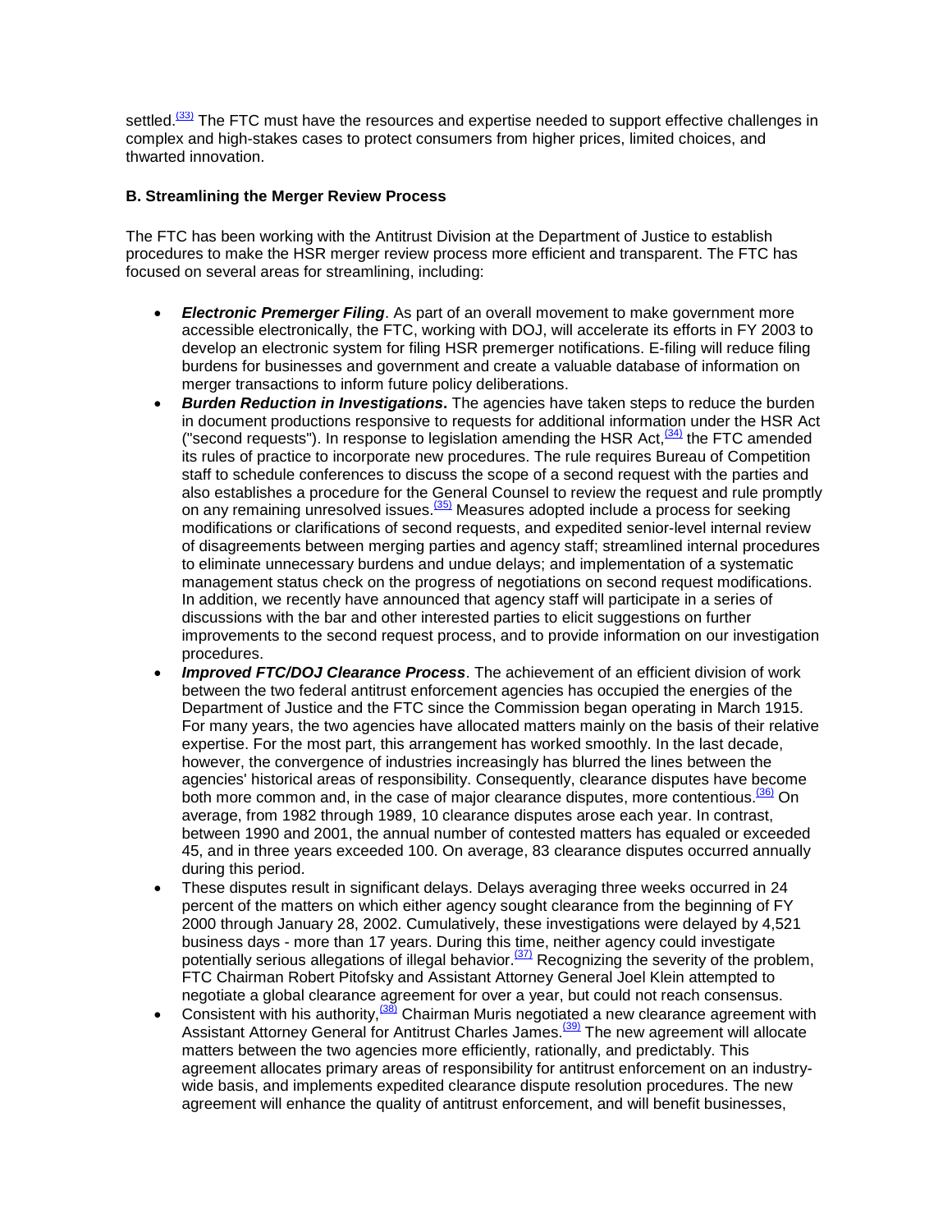settled.[33] The FTC must have the resources and expertise needed to support effective challenges in complex and high-stakes cases to protect consumers from higher prices, limited choices, and thwarted innovation.

**B. Streamlining the Merger Review Process**

The FTC has been working with the Antitrust Division at the Department of Justice to establish procedures to make the HSR merger review process more efficient and transparent. The FTC has focused on several areas for streamlining, including:

- ***Electronic Premerger Filing***. As part of an overall movement to make government more accessible electronically, the FTC, working with DOJ, will accelerate its efforts in FY 2003 to develop an electronic system for filing HSR premerger notifications. E-filing will reduce filing burdens for businesses and government and create a valuable database of information on merger transactions to inform future policy deliberations.
- ***Burden Reduction in Investigations*.** The agencies have taken steps to reduce the burden in document productions responsive to requests for additional information under the HSR Act ("second requests"). In response to legislation amending the HSR Act,[34] the FTC amended its rules of practice to incorporate new procedures. The rule requires Bureau of Competition staff to schedule conferences to discuss the scope of a second request with the parties and also establishes a procedure for the General Counsel to review the request and rule promptly on any remaining unresolved issues.[35] Measures adopted include a process for seeking modifications or clarifications of second requests, and expedited senior-level internal review of disagreements between merging parties and agency staff; streamlined internal procedures to eliminate unnecessary burdens and undue delays; and implementation of a systematic management status check on the progress of negotiations on second request modifications. In addition, we recently have announced that agency staff will participate in a series of discussions with the bar and other interested parties to elicit suggestions on further improvements to the second request process, and to provide information on our investigation procedures.
- ***Improved FTC/DOJ Clearance Process***. The achievement of an efficient division of work between the two federal antitrust enforcement agencies has occupied the energies of the Department of Justice and the FTC since the Commission began operating in March 1915. For many years, the two agencies have allocated matters mainly on the basis of their relative expertise. For the most part, this arrangement has worked smoothly. In the last decade, however, the convergence of industries increasingly has blurred the lines between the agencies' historical areas of responsibility. Consequently, clearance disputes have become both more common and, in the case of major clearance disputes, more contentious.[36] On average, from 1982 through 1989, 10 clearance disputes arose each year. In contrast, between 1990 and 2001, the annual number of contested matters has equaled or exceeded 45, and in three years exceeded 100. On average, 83 clearance disputes occurred annually during this period.
- These disputes result in significant delays. Delays averaging three weeks occurred in 24 percent of the matters on which either agency sought clearance from the beginning of FY 2000 through January 28, 2002. Cumulatively, these investigations were delayed by 4,521 business days - more than 17 years. During this time, neither agency could investigate potentially serious allegations of illegal behavior.[37] Recognizing the severity of the problem, FTC Chairman Robert Pitofsky and Assistant Attorney General Joel Klein attempted to negotiate a global clearance agreement for over a year, but could not reach consensus.
- Consistent with his authority,[38] Chairman Muris negotiated a new clearance agreement with Assistant Attorney General for Antitrust Charles James.[39] The new agreement will allocate matters between the two agencies more efficiently, rationally, and predictably. This agreement allocates primary areas of responsibility for antitrust enforcement on an industry-wide basis, and implements expedited clearance dispute resolution procedures. The new agreement will enhance the quality of antitrust enforcement, and will benefit businesses,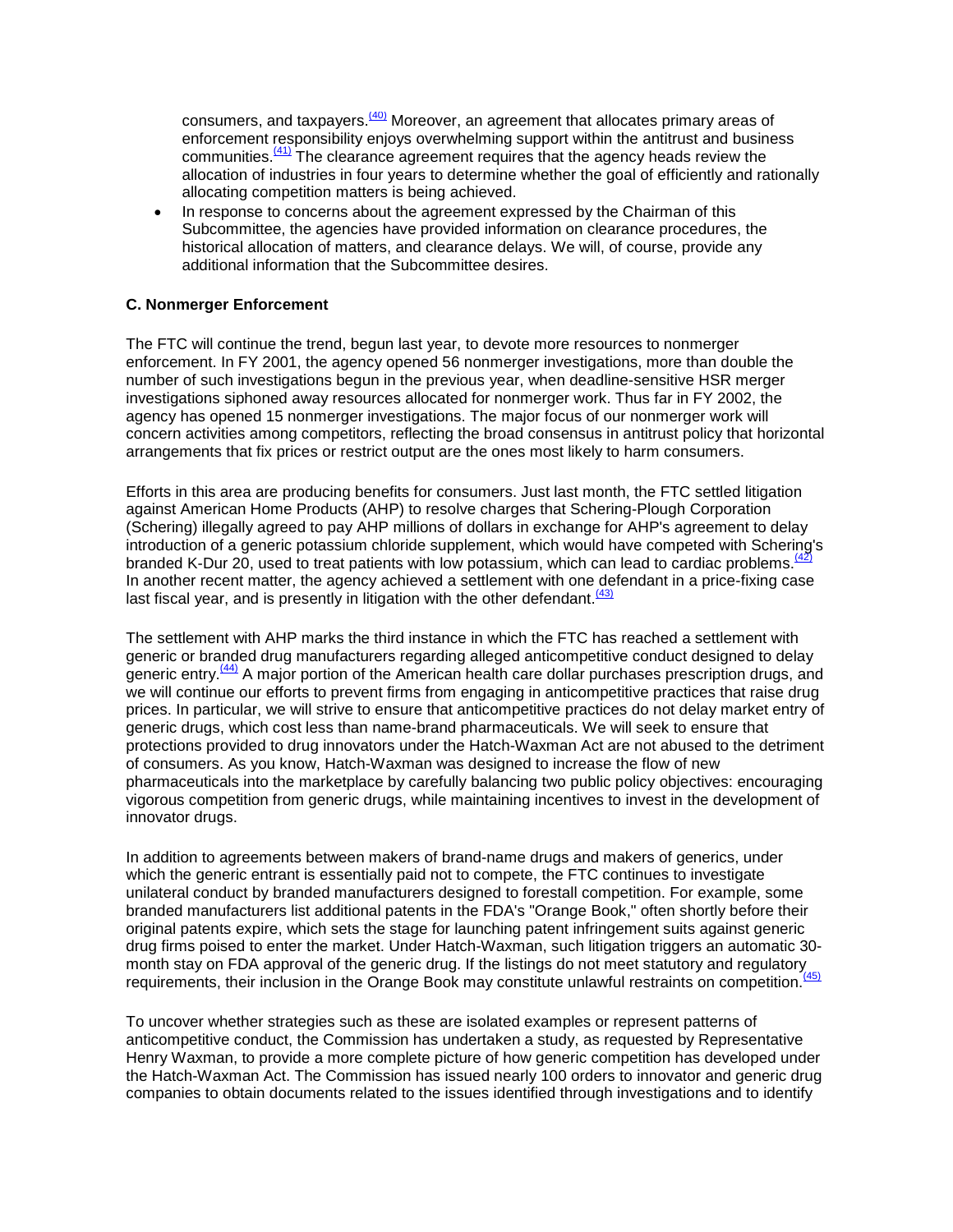consumers, and taxpayers.[40] Moreover, an agreement that allocates primary areas of enforcement responsibility enjoys overwhelming support within the antitrust and business communities.[41] The clearance agreement requires that the agency heads review the allocation of industries in four years to determine whether the goal of efficiently and rationally allocating competition matters is being achieved.

- In response to concerns about the agreement expressed by the Chairman of this Subcommittee, the agencies have provided information on clearance procedures, the historical allocation of matters, and clearance delays. We will, of course, provide any additional information that the Subcommittee desires.

**C. Nonmerger Enforcement**

The FTC will continue the trend, begun last year, to devote more resources to nonmerger enforcement. In FY 2001, the agency opened 56 nonmerger investigations, more than double the number of such investigations begun in the previous year, when deadline-sensitive HSR merger investigations siphoned away resources allocated for nonmerger work. Thus far in FY 2002, the agency has opened 15 nonmerger investigations. The major focus of our nonmerger work will concern activities among competitors, reflecting the broad consensus in antitrust policy that horizontal arrangements that fix prices or restrict output are the ones most likely to harm consumers.

Efforts in this area are producing benefits for consumers. Just last month, the FTC settled litigation against American Home Products (AHP) to resolve charges that Schering-Plough Corporation (Schering) illegally agreed to pay AHP millions of dollars in exchange for AHP's agreement to delay introduction of a generic potassium chloride supplement, which would have competed with Schering's branded K-Dur 20, used to treat patients with low potassium, which can lead to cardiac problems.[42] In another recent matter, the agency achieved a settlement with one defendant in a price-fixing case last fiscal year, and is presently in litigation with the other defendant.[43]

The settlement with AHP marks the third instance in which the FTC has reached a settlement with generic or branded drug manufacturers regarding alleged anticompetitive conduct designed to delay generic entry.[44] A major portion of the American health care dollar purchases prescription drugs, and we will continue our efforts to prevent firms from engaging in anticompetitive practices that raise drug prices. In particular, we will strive to ensure that anticompetitive practices do not delay market entry of generic drugs, which cost less than name-brand pharmaceuticals. We will seek to ensure that protections provided to drug innovators under the Hatch-Waxman Act are not abused to the detriment of consumers. As you know, Hatch-Waxman was designed to increase the flow of new pharmaceuticals into the marketplace by carefully balancing two public policy objectives: encouraging vigorous competition from generic drugs, while maintaining incentives to invest in the development of innovator drugs.

In addition to agreements between makers of brand-name drugs and makers of generics, under which the generic entrant is essentially paid not to compete, the FTC continues to investigate unilateral conduct by branded manufacturers designed to forestall competition. For example, some branded manufacturers list additional patents in the FDA's "Orange Book," often shortly before their original patents expire, which sets the stage for launching patent infringement suits against generic drug firms poised to enter the market. Under Hatch-Waxman, such litigation triggers an automatic 30-month stay on FDA approval of the generic drug. If the listings do not meet statutory and regulatory requirements, their inclusion in the Orange Book may constitute unlawful restraints on competition.[45]

To uncover whether strategies such as these are isolated examples or represent patterns of anticompetitive conduct, the Commission has undertaken a study, as requested by Representative Henry Waxman, to provide a more complete picture of how generic competition has developed under the Hatch-Waxman Act. The Commission has issued nearly 100 orders to innovator and generic drug companies to obtain documents related to the issues identified through investigations and to identify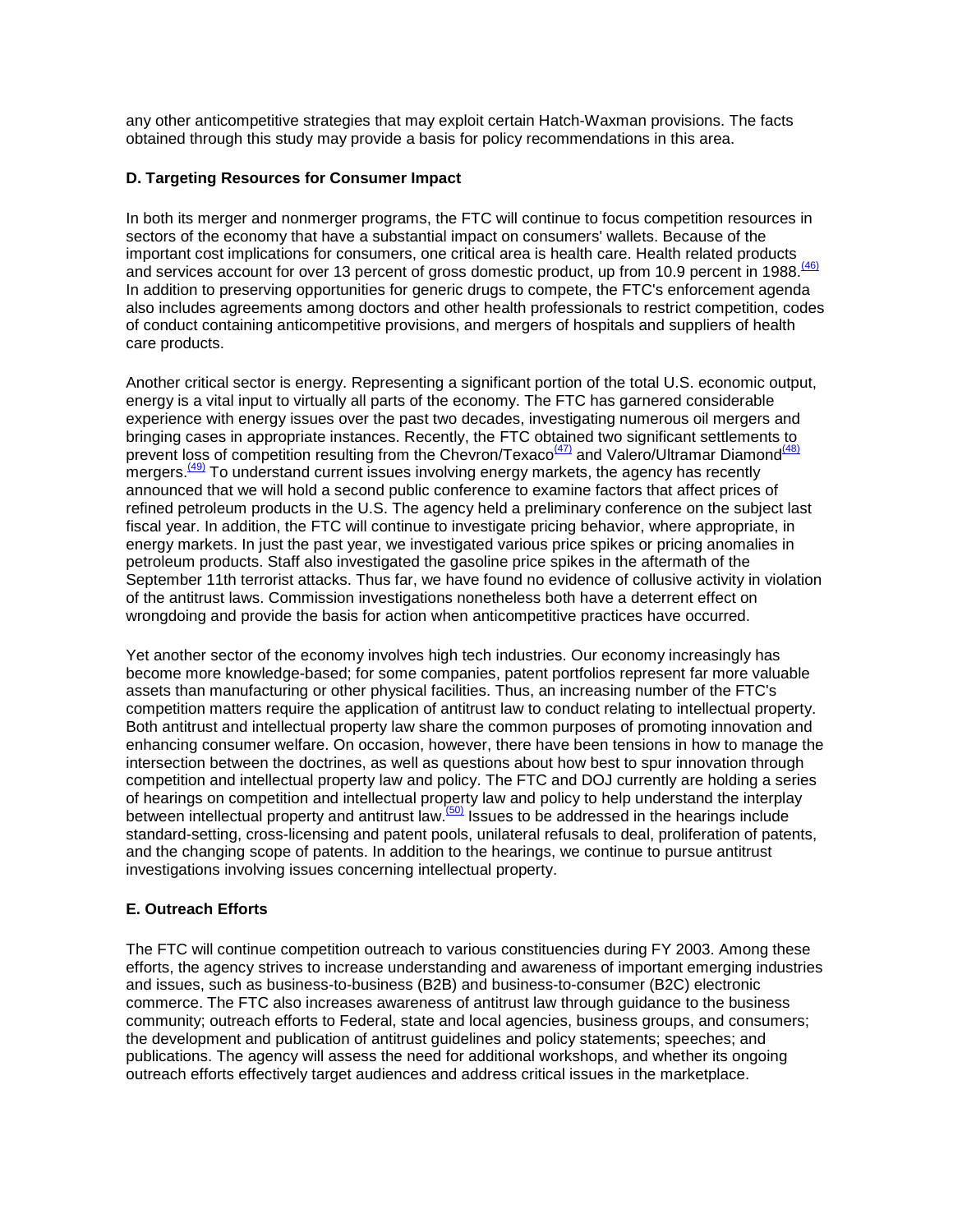any other anticompetitive strategies that may exploit certain Hatch-Waxman provisions. The facts obtained through this study may provide a basis for policy recommendations in this area.

### D. Targeting Resources for Consumer Impact

In both its merger and nonmerger programs, the FTC will continue to focus competition resources in sectors of the economy that have a substantial impact on consumers' wallets. Because of the important cost implications for consumers, one critical area is health care. Health related products and services account for over 13 percent of gross domestic product, up from 10.9 percent in 1988.[46] In addition to preserving opportunities for generic drugs to compete, the FTC's enforcement agenda also includes agreements among doctors and other health professionals to restrict competition, codes of conduct containing anticompetitive provisions, and mergers of hospitals and suppliers of health care products.

Another critical sector is energy. Representing a significant portion of the total U.S. economic output, energy is a vital input to virtually all parts of the economy. The FTC has garnered considerable experience with energy issues over the past two decades, investigating numerous oil mergers and bringing cases in appropriate instances. Recently, the FTC obtained two significant settlements to prevent loss of competition resulting from the Chevron/Texaco[47] and Valero/Ultramar Diamond[48] mergers.[49] To understand current issues involving energy markets, the agency has recently announced that we will hold a second public conference to examine factors that affect prices of refined petroleum products in the U.S. The agency held a preliminary conference on the subject last fiscal year. In addition, the FTC will continue to investigate pricing behavior, where appropriate, in energy markets. In just the past year, we investigated various price spikes or pricing anomalies in petroleum products. Staff also investigated the gasoline price spikes in the aftermath of the September 11th terrorist attacks. Thus far, we have found no evidence of collusive activity in violation of the antitrust laws. Commission investigations nonetheless both have a deterrent effect on wrongdoing and provide the basis for action when anticompetitive practices have occurred.

Yet another sector of the economy involves high tech industries. Our economy increasingly has become more knowledge-based; for some companies, patent portfolios represent far more valuable assets than manufacturing or other physical facilities. Thus, an increasing number of the FTC's competition matters require the application of antitrust law to conduct relating to intellectual property. Both antitrust and intellectual property law share the common purposes of promoting innovation and enhancing consumer welfare. On occasion, however, there have been tensions in how to manage the intersection between the doctrines, as well as questions about how best to spur innovation through competition and intellectual property law and policy. The FTC and DOJ currently are holding a series of hearings on competition and intellectual property law and policy to help understand the interplay between intellectual property and antitrust law.[50] Issues to be addressed in the hearings include standard-setting, cross-licensing and patent pools, unilateral refusals to deal, proliferation of patents, and the changing scope of patents. In addition to the hearings, we continue to pursue antitrust investigations involving issues concerning intellectual property.

### E. Outreach Efforts

The FTC will continue competition outreach to various constituencies during FY 2003. Among these efforts, the agency strives to increase understanding and awareness of important emerging industries and issues, such as business-to-business (B2B) and business-to-consumer (B2C) electronic commerce. The FTC also increases awareness of antitrust law through guidance to the business community; outreach efforts to Federal, state and local agencies, business groups, and consumers; the development and publication of antitrust guidelines and policy statements; speeches; and publications. The agency will assess the need for additional workshops, and whether its ongoing outreach efforts effectively target audiences and address critical issues in the marketplace.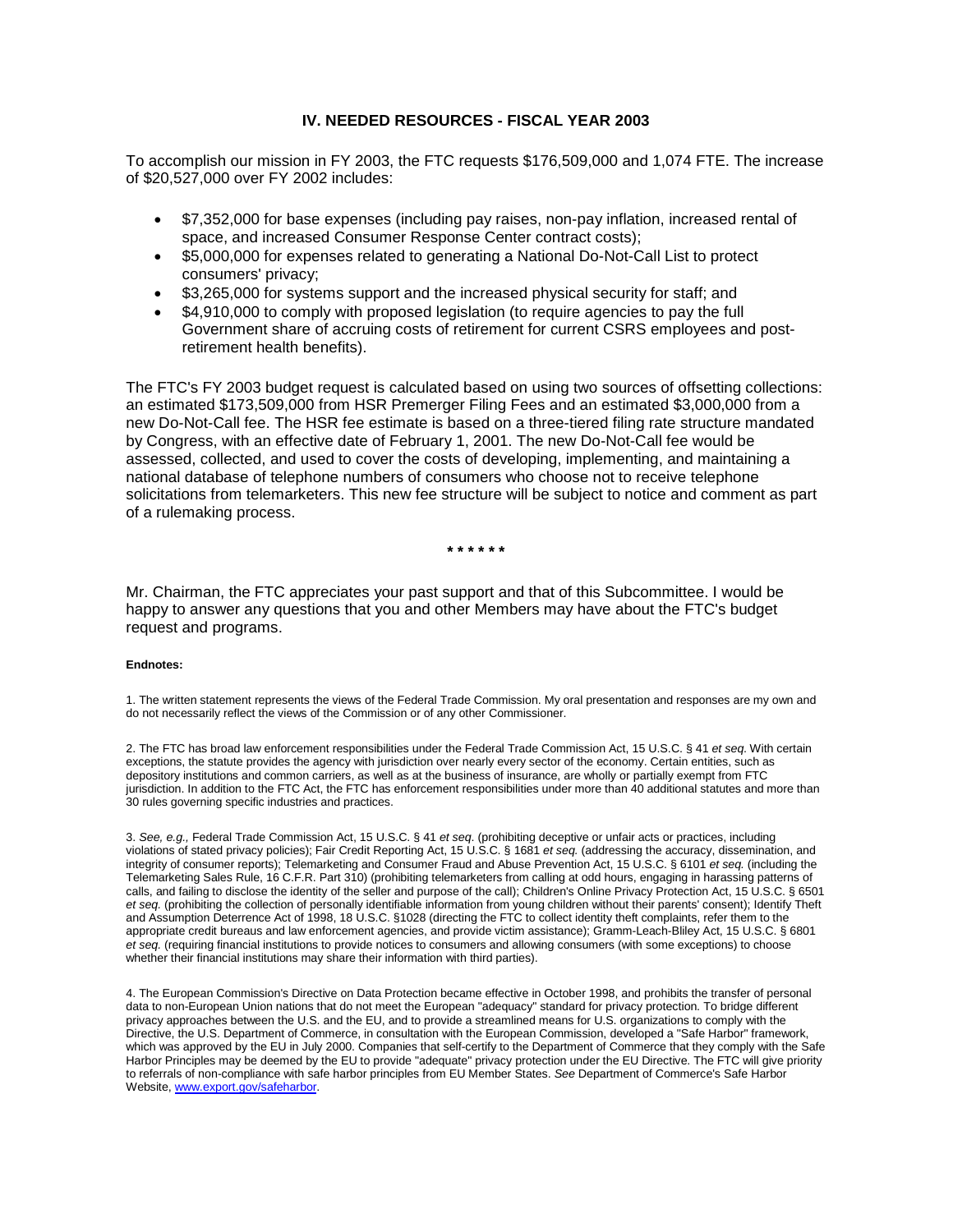## IV. NEEDED RESOURCES - FISCAL YEAR 2003

To accomplish our mission in FY 2003, the FTC requests $176,509,000 and 1,074 FTE. The increase of $20,527,000 over FY 2002 includes:

- $7,352,000 for base expenses (including pay raises, non-pay inflation, increased rental of space, and increased Consumer Response Center contract costs);
- $5,000,000 for expenses related to generating a National Do-Not-Call List to protect consumers' privacy;
- $3,265,000 for systems support and the increased physical security for staff; and
- $4,910,000 to comply with proposed legislation (to require agencies to pay the full Government share of accruing costs of retirement for current CSRS employees and post-retirement health benefits).

The FTC's FY 2003 budget request is calculated based on using two sources of offsetting collections: an estimated $173,509,000 from HSR Premerger Filing Fees and an estimated $3,000,000 from a new Do-Not-Call fee. The HSR fee estimate is based on a three-tiered filing rate structure mandated by Congress, with an effective date of February 1, 2001. The new Do-Not-Call fee would be assessed, collected, and used to cover the costs of developing, implementing, and maintaining a national database of telephone numbers of consumers who choose not to receive telephone solicitations from telemarketers. This new fee structure will be subject to notice and comment as part of a rulemaking process.

**\* \* \* \* \* \***

Mr. Chairman, the FTC appreciates your past support and that of this Subcommittee. I would be happy to answer any questions that you and other Members may have about the FTC's budget request and programs.

**Endnotes:**

1. The written statement represents the views of the Federal Trade Commission. My oral presentation and responses are my own and do not necessarily reflect the views of the Commission or of any other Commissioner.

2. The FTC has broad law enforcement responsibilities under the Federal Trade Commission Act, 15 U.S.C. § 41 *et seq*. With certain exceptions, the statute provides the agency with jurisdiction over nearly every sector of the economy. Certain entities, such as depository institutions and common carriers, as well as at the business of insurance, are wholly or partially exempt from FTC jurisdiction. In addition to the FTC Act, the FTC has enforcement responsibilities under more than 40 additional statutes and more than 30 rules governing specific industries and practices.

3. *See, e.g.,* Federal Trade Commission Act, 15 U.S.C. § 41 *et seq*. (prohibiting deceptive or unfair acts or practices, including violations of stated privacy policies); Fair Credit Reporting Act, 15 U.S.C. § 1681 *et seq.* (addressing the accuracy, dissemination, and integrity of consumer reports); Telemarketing and Consumer Fraud and Abuse Prevention Act, 15 U.S.C. § 6101 *et seq.* (including the Telemarketing Sales Rule, 16 C.F.R. Part 310) (prohibiting telemarketers from calling at odd hours, engaging in harassing patterns of calls, and failing to disclose the identity of the seller and purpose of the call); Children's Online Privacy Protection Act, 15 U.S.C. § 6501 *et seq.* (prohibiting the collection of personally identifiable information from young children without their parents' consent); Identify Theft and Assumption Deterrence Act of 1998, 18 U.S.C. §1028 (directing the FTC to collect identity theft complaints, refer them to the appropriate credit bureaus and law enforcement agencies, and provide victim assistance); Gramm-Leach-Bliley Act, 15 U.S.C. § 6801 *et seq.* (requiring financial institutions to provide notices to consumers and allowing consumers (with some exceptions) to choose whether their financial institutions may share their information with third parties).

4. The European Commission's Directive on Data Protection became effective in October 1998, and prohibits the transfer of personal data to non-European Union nations that do not meet the European "adequacy" standard for privacy protection. To bridge different privacy approaches between the U.S. and the EU, and to provide a streamlined means for U.S. organizations to comply with the Directive, the U.S. Department of Commerce, in consultation with the European Commission, developed a "Safe Harbor" framework, which was approved by the EU in July 2000. Companies that self-certify to the Department of Commerce that they comply with the Safe Harbor Principles may be deemed by the EU to provide "adequate" privacy protection under the EU Directive. The FTC will give priority to referrals of non-compliance with safe harbor principles from EU Member States. *See* Department of Commerce's Safe Harbor Website, [www.export.gov/safeharbor](www.export.gov/safeharbor).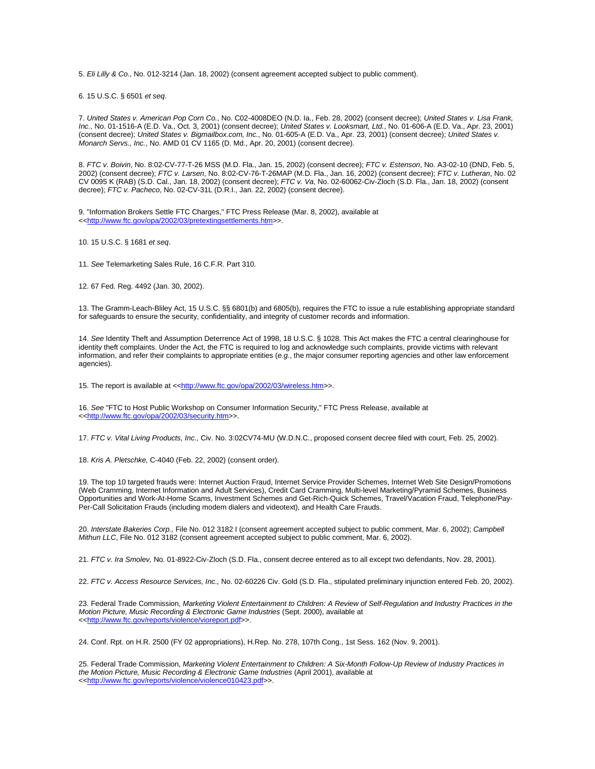5. *Eli Lilly & Co.*, No. 012-3214 (Jan. 18, 2002) (consent agreement accepted subject to public comment).

6. 15 U.S.C. § 6501 *et seq*.

7. *United States v. American Pop Corn Co.*, No. C02-4008DEO (N.D. Ia., Feb. 28, 2002) (consent decree); *United States v. Lisa Frank, Inc.*, No. 01-1516-A (E.D. Va., Oct. 3, 2001) (consent decree); *United States v. Looksmart, Ltd.*, No. 01-606-A (E.D. Va., Apr. 23, 2001) (consent decree); *United States v. Bigmailbox.com, Inc.*, No. 01-605-A (E.D. Va., Apr. 23, 2001) (consent decree); *United States v. Monarch Servs., Inc.*, No. AMD 01 CV 1165 (D. Md., Apr. 20, 2001) (consent decree).

8. *FTC v. Boivin*, No. 8:02-CV-77-T-26 MSS (M.D. Fla., Jan. 15, 2002) (consent decree); *FTC v. Estenson*, No. A3-02-10 (DND, Feb. 5, 2002) (consent decree); *FTC v. Larsen*, No. 8:02-CV-76-T-26MAP (M.D. Fla., Jan. 16, 2002) (consent decree); *FTC v. Lutheran*, No. 02 CV 0095 K (RAB) (S.D. Cal., Jan. 18, 2002) (consent decree); *FTC v. Va*, No. 02-60062-Civ-Zloch (S.D. Fla., Jan. 18, 2002) (consent decree); *FTC v. Pacheco*, No. 02-CV-31L (D.R.I., Jan. 22, 2002) (consent decree).

9. "Information Brokers Settle FTC Charges," FTC Press Release (Mar. 8, 2002), available at <<http://www.ftc.gov/opa/2002/03/pretextingsettlements.htm>>.

10. 15 U.S.C. § 1681 *et seq*.

11. *See* Telemarketing Sales Rule, 16 C.F.R. Part 310.

12. 67 Fed. Reg. 4492 (Jan. 30, 2002).

13. The Gramm-Leach-Bliley Act, 15 U.S.C. §§ 6801(b) and 6805(b), requires the FTC to issue a rule establishing appropriate standard for safeguards to ensure the security, confidentiality, and integrity of customer records and information.

14. *See* Identity Theft and Assumption Deterrence Act of 1998, 18 U.S.C. § 1028. This Act makes the FTC a central clearinghouse for identity theft complaints. Under the Act, the FTC is required to log and acknowledge such complaints, provide victims with relevant information, and refer their complaints to appropriate entities (*e.g.*, the major consumer reporting agencies and other law enforcement agencies).

15. The report is available at <<http://www.ftc.gov/opa/2002/03/wireless.htm>>.

16. *See* "FTC to Host Public Workshop on Consumer Information Security," FTC Press Release, available at <<http://www.ftc.gov/opa/2002/03/security.htm>>.

17. *FTC v. Vital Living Products, Inc.*, Civ. No. 3:02CV74-MU (W.D.N.C., proposed consent decree filed with court, Feb. 25, 2002).

18. *Kris A. Pletschke,* C-4040 (Feb. 22, 2002) (consent order).

19. The top 10 targeted frauds were: Internet Auction Fraud, Internet Service Provider Schemes, Internet Web Site Design/Promotions (Web Cramming, Internet Information and Adult Services), Credit Card Cramming, Multi-level Marketing/Pyramid Schemes, Business Opportunities and Work-At-Home Scams, Investment Schemes and Get-Rich-Quick Schemes, Travel/Vacation Fraud, Telephone/Pay-Per-Call Solicitation Frauds (including modem dialers and videotext), and Health Care Frauds.

20. *Interstate Bakeries Corp.,* File No. 012 3182 I (consent agreement accepted subject to public comment, Mar. 6, 2002); *Campbell Mithun LLC*, File No. 012 3182 (consent agreement accepted subject to public comment, Mar. 6, 2002).

21. *FTC v. Ira Smolev,* No. 01-8922-Civ-Zloch (S.D. Fla., consent decree entered as to all except two defendants, Nov. 28, 2001).

22. *FTC v. Access Resource Services, Inc.,* No. 02-60226 Civ. Gold (S.D. Fla., stipulated preliminary injunction entered Feb. 20, 2002).

23. Federal Trade Commission, *Marketing Violent Entertainment to Children: A Review of Self-Regulation and Industry Practices in the Motion Picture, Music Recording & Electronic Game Industries* (Sept. 2000), available at <<http://www.ftc.gov/reports/violence/vioreport.pdf>>.

24. Conf. Rpt. on H.R. 2500 (FY 02 appropriations), H.Rep. No. 278, 107th Cong., 1st Sess. 162 (Nov. 9, 2001).

25. Federal Trade Commission, *Marketing Violent Entertainment to Children: A Six-Month Follow-Up Review of Industry Practices in the Motion Picture, Music Recording & Electronic Game Industries* (April 2001), available at <<http://www.ftc.gov/reports/violence/violence010423.pdf>>.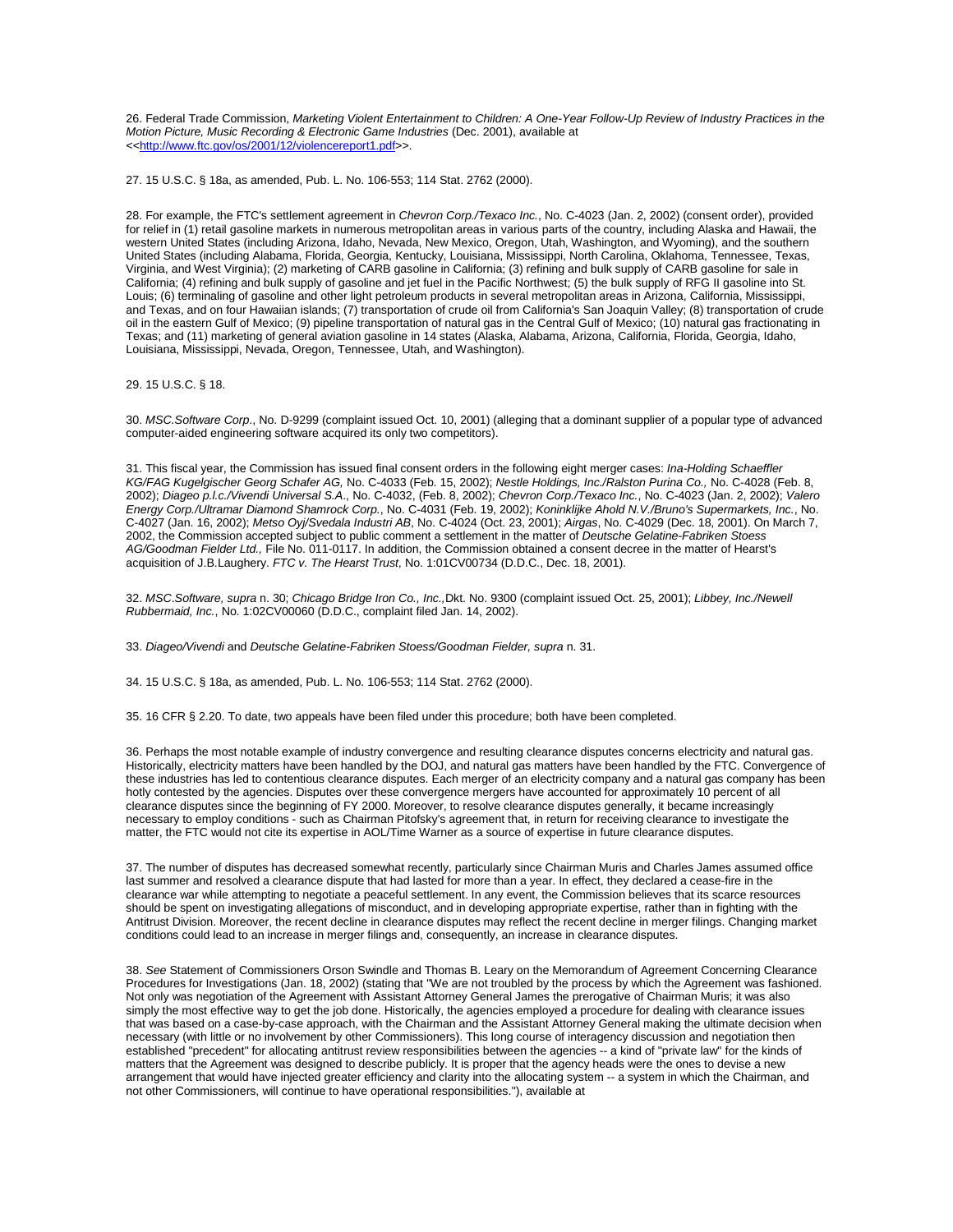26. Federal Trade Commission, *Marketing Violent Entertainment to Children: A One-Year Follow-Up Review of Industry Practices in the Motion Picture, Music Recording & Electronic Game Industries* (Dec. 2001), available at <<http://www.ftc.gov/os/2001/12/violencereport1.pdf>>.

27. 15 U.S.C. § 18a, as amended, Pub. L. No. 106-553; 114 Stat. 2762 (2000).

28. For example, the FTC's settlement agreement in *Chevron Corp./Texaco Inc.*, No. C-4023 (Jan. 2, 2002) (consent order), provided for relief in (1) retail gasoline markets in numerous metropolitan areas in various parts of the country, including Alaska and Hawaii, the western United States (including Arizona, Idaho, Nevada, New Mexico, Oregon, Utah, Washington, and Wyoming), and the southern United States (including Alabama, Florida, Georgia, Kentucky, Louisiana, Mississippi, North Carolina, Oklahoma, Tennessee, Texas, Virginia, and West Virginia); (2) marketing of CARB gasoline in California; (3) refining and bulk supply of CARB gasoline for sale in California; (4) refining and bulk supply of gasoline and jet fuel in the Pacific Northwest; (5) the bulk supply of RFG II gasoline into St. Louis; (6) terminaling of gasoline and other light petroleum products in several metropolitan areas in Arizona, California, Mississippi, and Texas, and on four Hawaiian islands; (7) transportation of crude oil from California's San Joaquin Valley; (8) transportation of crude oil in the eastern Gulf of Mexico; (9) pipeline transportation of natural gas in the Central Gulf of Mexico; (10) natural gas fractionating in Texas; and (11) marketing of general aviation gasoline in 14 states (Alaska, Alabama, Arizona, California, Florida, Georgia, Idaho, Louisiana, Mississippi, Nevada, Oregon, Tennessee, Utah, and Washington).

29. 15 U.S.C. § 18.

30. *MSC.Software Corp*., No. D-9299 (complaint issued Oct. 10, 2001) (alleging that a dominant supplier of a popular type of advanced computer-aided engineering software acquired its only two competitors).

31. This fiscal year, the Commission has issued final consent orders in the following eight merger cases: *Ina-Holding Schaeffler KG/FAG Kugelgischer Georg Schafer AG,* No. C-4033 (Feb. 15, 2002); *Nestle Holdings, Inc./Ralston Purina Co.,* No. C-4028 (Feb. 8, 2002); *Diageo p.l.c./Vivendi Universal S.A*., No. C-4032, (Feb. 8, 2002); *Chevron Corp./Texaco Inc.*, No. C-4023 (Jan. 2, 2002); *Valero Energy Corp./Ultramar Diamond Shamrock Corp.*, No. C-4031 (Feb. 19, 2002); *Koninklijke Ahold N.V./Bruno's Supermarkets, Inc.*, No. C-4027 (Jan. 16, 2002); *Metso Oyj/Svedala Industri AB*, No. C-4024 (Oct. 23, 2001); *Airgas*, No. C-4029 (Dec. 18, 2001). On March 7, 2002, the Commission accepted subject to public comment a settlement in the matter of *Deutsche Gelatine-Fabriken Stoess AG/Goodman Fielder Ltd.,* File No. 011-0117. In addition, the Commission obtained a consent decree in the matter of Hearst's acquisition of J.B.Laughery. *FTC v. The Hearst Trust*, No. 1:01CV00734 (D.D.C., Dec. 18, 2001).

32. *MSC.Software, supra* n. 30; *Chicago Bridge Iron Co., Inc.,*Dkt. No. 9300 (complaint issued Oct. 25, 2001); *Libbey, Inc./Newell Rubbermaid, Inc.*, No. 1:02CV00060 (D.D.C., complaint filed Jan. 14, 2002).

33. *Diageo/Vivendi* and *Deutsche Gelatine-Fabriken Stoess/Goodman Fielder, supra* n. 31.

34. 15 U.S.C. § 18a, as amended, Pub. L. No. 106-553; 114 Stat. 2762 (2000).

35. 16 CFR § 2.20. To date, two appeals have been filed under this procedure; both have been completed.

36. Perhaps the most notable example of industry convergence and resulting clearance disputes concerns electricity and natural gas. Historically, electricity matters have been handled by the DOJ, and natural gas matters have been handled by the FTC. Convergence of these industries has led to contentious clearance disputes. Each merger of an electricity company and a natural gas company has been hotly contested by the agencies. Disputes over these convergence mergers have accounted for approximately 10 percent of all clearance disputes since the beginning of FY 2000. Moreover, to resolve clearance disputes generally, it became increasingly necessary to employ conditions - such as Chairman Pitofsky's agreement that, in return for receiving clearance to investigate the matter, the FTC would not cite its expertise in AOL/Time Warner as a source of expertise in future clearance disputes.

37. The number of disputes has decreased somewhat recently, particularly since Chairman Muris and Charles James assumed office last summer and resolved a clearance dispute that had lasted for more than a year. In effect, they declared a cease-fire in the clearance war while attempting to negotiate a peaceful settlement. In any event, the Commission believes that its scarce resources should be spent on investigating allegations of misconduct, and in developing appropriate expertise, rather than in fighting with the Antitrust Division. Moreover, the recent decline in clearance disputes may reflect the recent decline in merger filings. Changing market conditions could lead to an increase in merger filings and, consequently, an increase in clearance disputes.

38. *See* Statement of Commissioners Orson Swindle and Thomas B. Leary on the Memorandum of Agreement Concerning Clearance Procedures for Investigations (Jan. 18, 2002) (stating that "We are not troubled by the process by which the Agreement was fashioned. Not only was negotiation of the Agreement with Assistant Attorney General James the prerogative of Chairman Muris; it was also simply the most effective way to get the job done. Historically, the agencies employed a procedure for dealing with clearance issues that was based on a case-by-case approach, with the Chairman and the Assistant Attorney General making the ultimate decision when necessary (with little or no involvement by other Commissioners). This long course of interagency discussion and negotiation then established "precedent" for allocating antitrust review responsibilities between the agencies -- a kind of "private law" for the kinds of matters that the Agreement was designed to describe publicly. It is proper that the agency heads were the ones to devise a new arrangement that would have injected greater efficiency and clarity into the allocating system -- a system in which the Chairman, and not other Commissioners, will continue to have operational responsibilities."), available at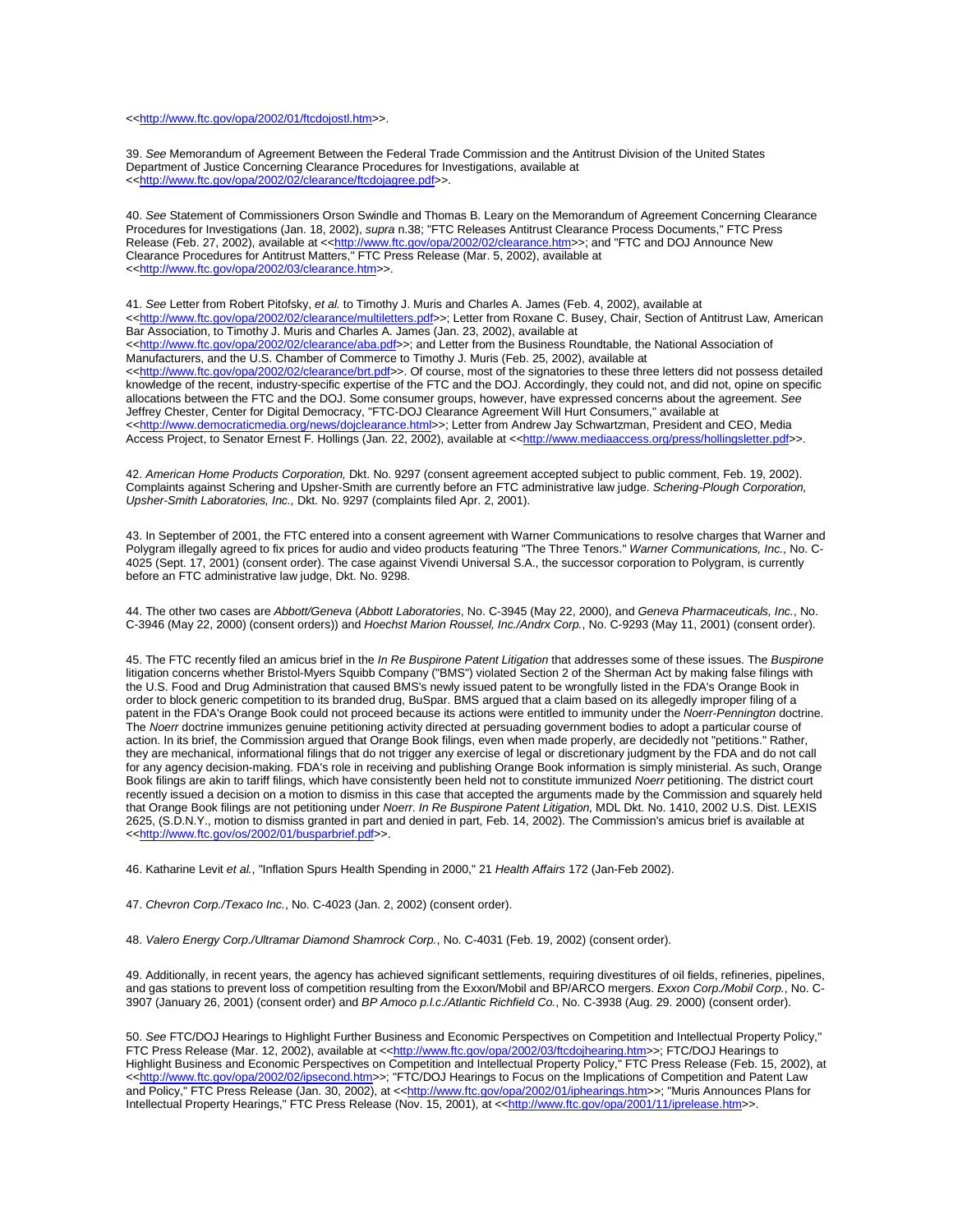<<http://www.ftc.gov/opa/2002/01/ftcdojostl.htm>>.

39. *See* Memorandum of Agreement Between the Federal Trade Commission and the Antitrust Division of the United States Department of Justice Concerning Clearance Procedures for Investigations, available at <<http://www.ftc.gov/opa/2002/02/clearance/ftcdojagree.pdf>>.

40. *See* Statement of Commissioners Orson Swindle and Thomas B. Leary on the Memorandum of Agreement Concerning Clearance Procedures for Investigations (Jan. 18, 2002), *supra* n.38; "FTC Releases Antitrust Clearance Process Documents," FTC Press Release (Feb. 27, 2002), available at <<http://www.ftc.gov/opa/2002/02/clearance.htm>>; and "FTC and DOJ Announce New Clearance Procedures for Antitrust Matters," FTC Press Release (Mar. 5, 2002), available at <<http://www.ftc.gov/opa/2002/03/clearance.htm>>.

41. *See* Letter from Robert Pitofsky, *et al.* to Timothy J. Muris and Charles A. James (Feb. 4, 2002), available at <<http://www.ftc.gov/opa/2002/02/clearance/multiletters.pdf>>; Letter from Roxane C. Busey, Chair, Section of Antitrust Law, American Bar Association, to Timothy J. Muris and Charles A. James (Jan. 23, 2002), available at <<http://www.ftc.gov/opa/2002/02/clearance/aba.pdf>>; and Letter from the Business Roundtable, the National Association of Manufacturers, and the U.S. Chamber of Commerce to Timothy J. Muris (Feb. 25, 2002), available at <<http://www.ftc.gov/opa/2002/02/clearance/brt.pdf>>. Of course, most of the signatories to these three letters did not possess detailed knowledge of the recent, industry-specific expertise of the FTC and the DOJ. Accordingly, they could not, and did not, opine on specific allocations between the FTC and the DOJ. Some consumer groups, however, have expressed concerns about the agreement. *See* Jeffrey Chester, Center for Digital Democracy, "FTC-DOJ Clearance Agreement Will Hurt Consumers," available at <<http://www.democraticmedia.org/news/dojclearance.html>>; Letter from Andrew Jay Schwartzman, President and CEO, Media Access Project, to Senator Ernest F. Hollings (Jan. 22, 2002), available at <<http://www.mediaaccess.org/press/hollingsletter.pdf>>.

42. *American Home Products Corporation,* Dkt. No. 9297 (consent agreement accepted subject to public comment, Feb. 19, 2002). Complaints against Schering and Upsher-Smith are currently before an FTC administrative law judge. *Schering-Plough Corporation, Upsher-Smith Laboratories, Inc.,* Dkt. No. 9297 (complaints filed Apr. 2, 2001).

43. In September of 2001, the FTC entered into a consent agreement with Warner Communications to resolve charges that Warner and Polygram illegally agreed to fix prices for audio and video products featuring "The Three Tenors." *Warner Communications, Inc.*, No. C-4025 (Sept. 17, 2001) (consent order). The case against Vivendi Universal S.A., the successor corporation to Polygram, is currently before an FTC administrative law judge, Dkt. No. 9298.

44. The other two cases are *Abbott/Geneva* (*Abbott Laboratories*, No. C-3945 (May 22, 2000), and *Geneva Pharmaceuticals, Inc.*, No. C-3946 (May 22, 2000) (consent orders)) and *Hoechst Marion Roussel, Inc./Andrx Corp.*, No. C-9293 (May 11, 2001) (consent order).

45. The FTC recently filed an amicus brief in the *In Re Buspirone Patent Litigation* that addresses some of these issues. The *Buspirone* litigation concerns whether Bristol-Myers Squibb Company ("BMS") violated Section 2 of the Sherman Act by making false filings with the U.S. Food and Drug Administration that caused BMS's newly issued patent to be wrongfully listed in the FDA's Orange Book in order to block generic competition to its branded drug, BuSpar. BMS argued that a claim based on its allegedly improper filing of a patent in the FDA's Orange Book could not proceed because its actions were entitled to immunity under the *Noerr-Pennington* doctrine. The *Noerr* doctrine immunizes genuine petitioning activity directed at persuading government bodies to adopt a particular course of action. In its brief, the Commission argued that Orange Book filings, even when made properly, are decidedly not "petitions." Rather, they are mechanical, informational filings that do not trigger any exercise of legal or discretionary judgment by the FDA and do not call for any agency decision-making. FDA's role in receiving and publishing Orange Book information is simply ministerial. As such, Orange Book filings are akin to tariff filings, which have consistently been held not to constitute immunized *Noerr* petitioning. The district court recently issued a decision on a motion to dismiss in this case that accepted the arguments made by the Commission and squarely held that Orange Book filings are not petitioning under *Noerr*. *In Re Buspirone Patent Litigation,* MDL Dkt. No. 1410, 2002 U.S. Dist. LEXIS 2625, (S.D.N.Y., motion to dismiss granted in part and denied in part, Feb. 14, 2002). The Commission's amicus brief is available at <<http://www.ftc.gov/os/2002/01/busparbrief.pdf>>.

46. Katharine Levit *et al.*, "Inflation Spurs Health Spending in 2000," 21 *Health Affairs* 172 (Jan-Feb 2002).

47. *Chevron Corp./Texaco Inc.*, No. C-4023 (Jan. 2, 2002) (consent order).

48. *Valero Energy Corp./Ultramar Diamond Shamrock Corp.*, No. C-4031 (Feb. 19, 2002) (consent order).

49. Additionally, in recent years, the agency has achieved significant settlements, requiring divestitures of oil fields, refineries, pipelines, and gas stations to prevent loss of competition resulting from the Exxon/Mobil and BP/ARCO mergers. *Exxon Corp./Mobil Corp.*, No. C-3907 (January 26, 2001) (consent order) and *BP Amoco p.l.c./Atlantic Richfield Co.*, No. C-3938 (Aug. 29. 2000) (consent order).

50. *See* FTC/DOJ Hearings to Highlight Further Business and Economic Perspectives on Competition and Intellectual Property Policy," FTC Press Release (Mar. 12, 2002), available at <<http://www.ftc.gov/opa/2002/03/ftcdojhearing.htm>>; FTC/DOJ Hearings to Highlight Business and Economic Perspectives on Competition and Intellectual Property Policy," FTC Press Release (Feb. 15, 2002), at <<http://www.ftc.gov/opa/2002/02/ipsecond.htm>>; "FTC/DOJ Hearings to Focus on the Implications of Competition and Patent Law and Policy," FTC Press Release (Jan. 30, 2002), at <<http://www.ftc.gov/opa/2002/01/iphearings.htm>>; "Muris Announces Plans for Intellectual Property Hearings," FTC Press Release (Nov. 15, 2001), at <<http://www.ftc.gov/opa/2001/11/iprelease.htm>>.